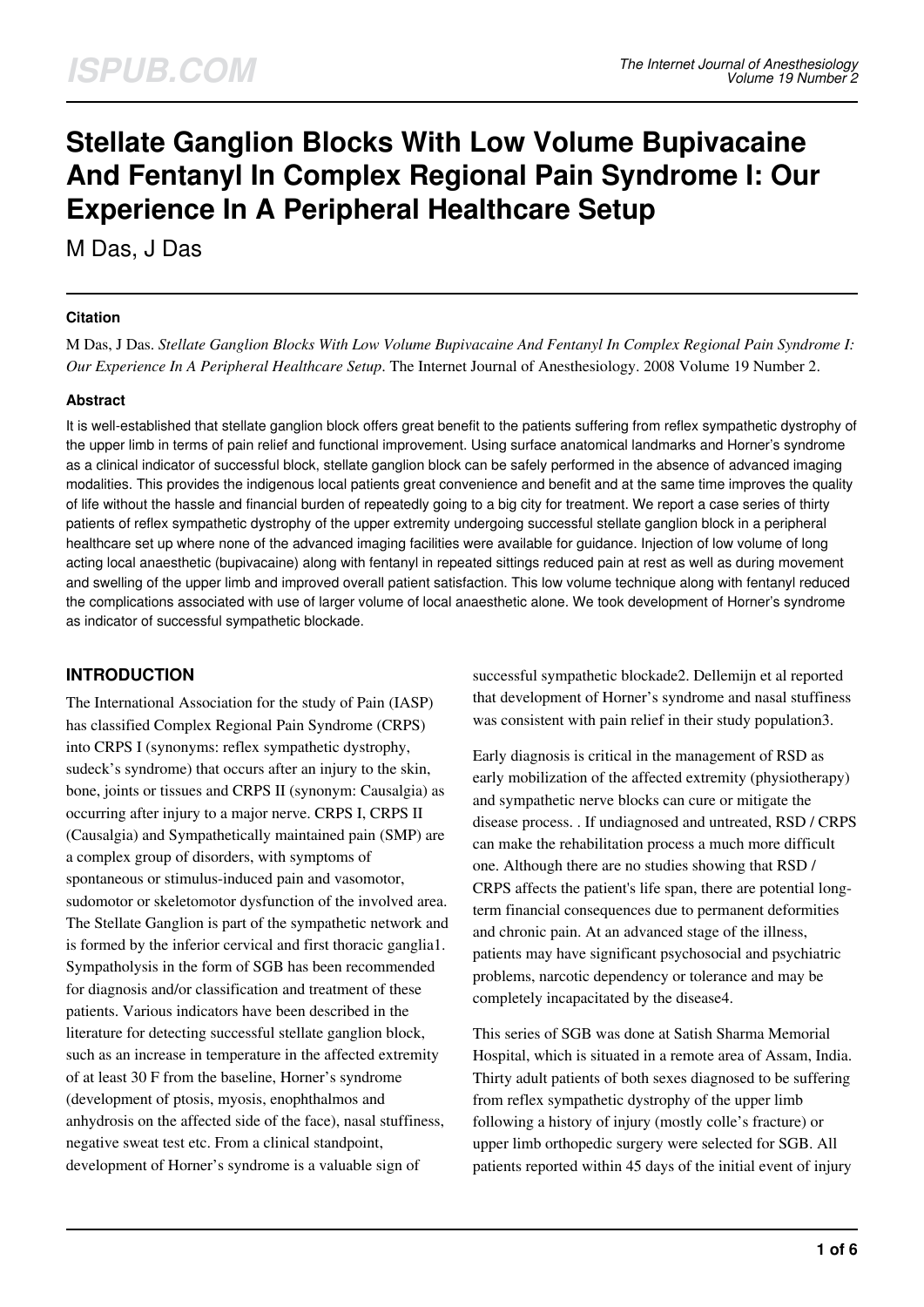# Stellate Ganglion Blocks With Low Volume Bupivacaine And Fentanyl In Complex Regional Pain Syndrome I: Our Experience In A Peripheral Healthcare Setup

M Das, J Das

## Citation

M Das, J Das. *Stellate Ganglion Blocks With Low Volume Bupivacaine And Fentanyl In Complex Regional Pain Syndrome I: Our Experience In A Peripheral Healthcare Setup*. The Internet Journal of Anesthesiology. 2008 Volume 19 Number 2.

## Abstract

It is well-established that stellate ganglion block offers great benefit to the patients suffering from reflex sympathetic dystrophy of the upper limb in terms of pain relief and functional improvement. Using surface anatomical landmarks and Horner's syndrome as a clinical indicator of successful block, stellate ganglion block can be safely performed in the absence of advanced imaging modalities. This provides the indigenous local patients great convenience and benefit and at the same time improves the quality of life without the hassle and financial burden of repeatedly going to a big city for treatment. We report a case series of thirty patients of reflex sympathetic dystrophy of the upper extremity undergoing successful stellate ganglion block in a peripheral healthcare set up where none of the advanced imaging facilities were available for guidance. Injection of low volume of long acting local anaesthetic (bupivacaine) along with fentanyl in repeated sittings reduced pain at rest as well as during movement and swelling of the upper limb and improved overall patient satisfaction. This low volume technique along with fentanyl reduced the complications associated with use of larger volume of local anaesthetic alone. We took development of Horner's syndrome as indicator of successful sympathetic blockade.

## INTRODUCTION

The International Association for the study of Pain (IASP) has classified Complex Regional Pain Syndrome (CRPS) into CRPS I (synonyms: reflex sympathetic dystrophy, sudeck's syndrome) that occurs after an injury to the skin, bone, joints or tissues and CRPS II (synonym: Causalgia) as occurring after injury to a major nerve. CRPS I, CRPS II (Causalgia) and Sympathetically maintained pain (SMP) are a complex group of disorders, with symptoms of spontaneous or stimulus-induced pain and vasomotor, sudomotor or skeletomotor dysfunction of the involved area. The Stellate Ganglion is part of the sympathetic network and is formed by the inferior cervical and first thoracic ganglia[1]. Sympatholysis in the form of SGB has been recommended for diagnosis and/or classification and treatment of these patients. Various indicators have been described in the literature for detecting successful stellate ganglion block, such as an increase in temperature in the affected extremity of at least 30 F from the baseline, Horner's syndrome (development of ptosis, myosis, enophthalmos and anhydrosis on the affected side of the face), nasal stuffiness, negative sweat test etc. From a clinical standpoint, development of Horner's syndrome is a valuable sign of successful sympathetic blockade[2]. Dellemijn et al reported that development of Horner's syndrome and nasal stuffiness was consistent with pain relief in their study population[3].

Early diagnosis is critical in the management of RSD as early mobilization of the affected extremity (physiotherapy) and sympathetic nerve blocks can cure or mitigate the disease process. . If undiagnosed and untreated, RSD / CRPS can make the rehabilitation process a much more difficult one. Although there are no studies showing that RSD / CRPS affects the patient's life span, there are potential long-term financial consequences due to permanent deformities and chronic pain. At an advanced stage of the illness, patients may have significant psychosocial and psychiatric problems, narcotic dependency or tolerance and may be completely incapacitated by the disease[4].

This series of SGB was done at Satish Sharma Memorial Hospital, which is situated in a remote area of Assam, India. Thirty adult patients of both sexes diagnosed to be suffering from reflex sympathetic dystrophy of the upper limb following a history of injury (mostly colle's fracture) or upper limb orthopedic surgery were selected for SGB. All patients reported within 45 days of the initial event of injury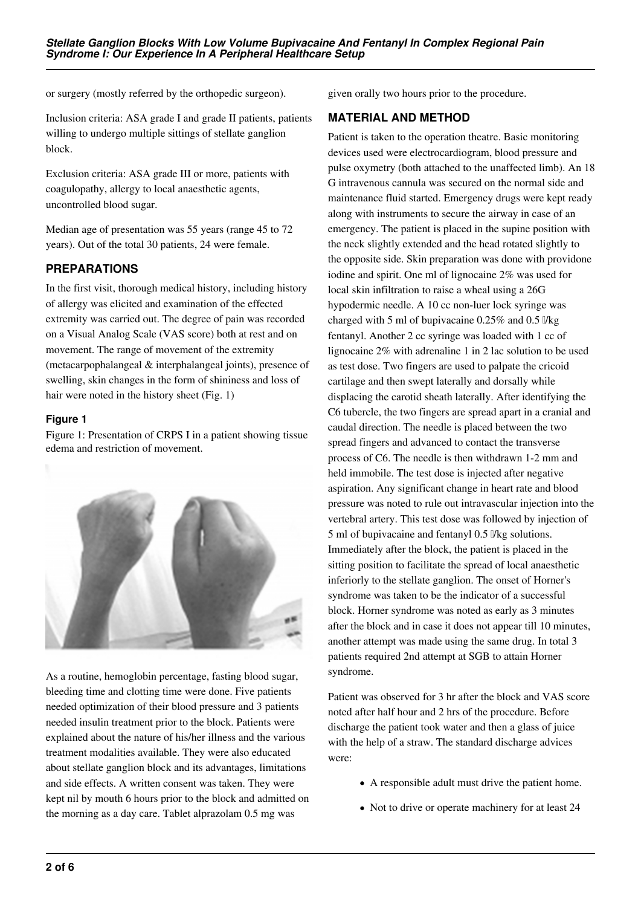or surgery (mostly referred by the orthopedic surgeon).

Inclusion criteria: ASA grade I and grade II patients, patients willing to undergo multiple sittings of stellate ganglion block.

Exclusion criteria: ASA grade III or more, patients with coagulopathy, allergy to local anaesthetic agents, uncontrolled blood sugar.

Median age of presentation was 55 years (range 45 to 72 years). Out of the total 30 patients, 24 were female.

## PREPARATIONS

In the first visit, thorough medical history, including history of allergy was elicited and examination of the effected extremity was carried out. The degree of pain was recorded on a Visual Analog Scale (VAS score) both at rest and on movement. The range of movement of the extremity (metacarpophalangeal & interphalangeal joints), presence of swelling, skin changes in the form of shininess and loss of hair were noted in the history sheet (Fig. 1)

### Figure 1

Figure 1: Presentation of CRPS I in a patient showing tissue edema and restriction of movement.

As a routine, hemoglobin percentage, fasting blood sugar, bleeding time and clotting time were done. Five patients needed optimization of their blood pressure and 3 patients needed insulin treatment prior to the block. Patients were explained about the nature of his/her illness and the various treatment modalities available. They were also educated about stellate ganglion block and its advantages, limitations and side effects. A written consent was taken. They were kept nil by mouth 6 hours prior to the block and admitted on the morning as a day care. Tablet alprazolam 0.5 mg was given orally two hours prior to the procedure.

## MATERIAL AND METHOD

Patient is taken to the operation theatre. Basic monitoring devices used were electrocardiogram, blood pressure and pulse oxymetry (both attached to the unaffected limb). An 18 G intravenous cannula was secured on the normal side and maintenance fluid started. Emergency drugs were kept ready along with instruments to secure the airway in case of an emergency. The patient is placed in the supine position with the neck slightly extended and the head rotated slightly to the opposite side. Skin preparation was done with providone iodine and spirit. One ml of lignocaine 2% was used for local skin infiltration to raise a wheal using a 26G hypodermic needle. A 10 cc non-luer lock syringe was charged with 5 ml of bupivacaine 0.25% and 0.5 µ/kg fentanyl. Another 2 cc syringe was loaded with 1 cc of lignocaine 2% with adrenaline 1 in 2 lac solution to be used as test dose. Two fingers are used to palpate the cricoid cartilage and then swept laterally and dorsally while displacing the carotid sheath laterally. After identifying the C6 tubercle, the two fingers are spread apart in a cranial and caudal direction. The needle is placed between the two spread fingers and advanced to contact the transverse process of C6. The needle is then withdrawn 1-2 mm and held immobile. The test dose is injected after negative aspiration. Any significant change in heart rate and blood pressure was noted to rule out intravascular injection into the vertebral artery. This test dose was followed by injection of 5 ml of bupivacaine and fentanyl 0.5 µ/kg solutions. Immediately after the block, the patient is placed in the sitting position to facilitate the spread of local anaesthetic inferiorly to the stellate ganglion. The onset of Horner's syndrome was taken to be the indicator of a successful block. Horner syndrome was noted as early as 3 minutes after the block and in case it does not appear till 10 minutes, another attempt was made using the same drug. In total 3 patients required 2nd attempt at SGB to attain Horner syndrome.

Patient was observed for 3 hr after the block and VAS score noted after half hour and 2 hrs of the procedure. Before discharge the patient took water and then a glass of juice with the help of a straw. The standard discharge advices were:

- A responsible adult must drive the patient home.
- Not to drive or operate machinery for at least 24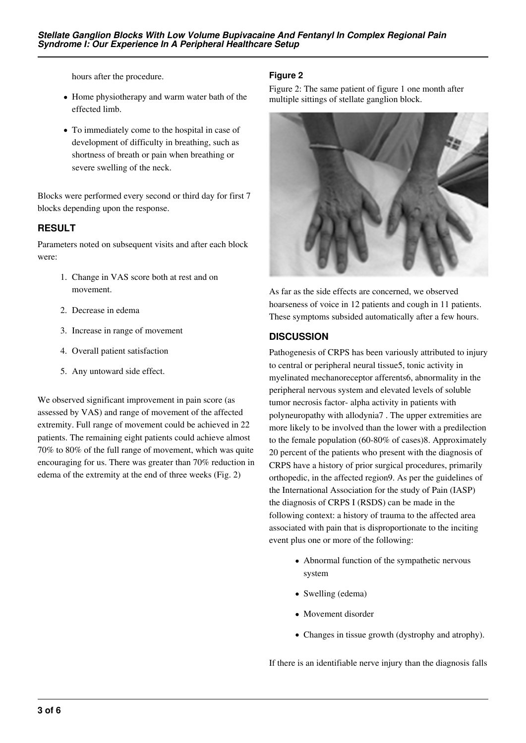hours after the procedure.

- Home physiotherapy and warm water bath of the effected limb.
- To immediately come to the hospital in case of development of difficulty in breathing, such as shortness of breath or pain when breathing or severe swelling of the neck.

Blocks were performed every second or third day for first 7 blocks depending upon the response.

## RESULT

Parameters noted on subsequent visits and after each block were:

1. Change in VAS score both at rest and on movement.
2. Decrease in edema
3. Increase in range of movement
4. Overall patient satisfaction
5. Any untoward side effect.

We observed significant improvement in pain score (as assessed by VAS) and range of movement of the affected extremity. Full range of movement could be achieved in 22 patients. The remaining eight patients could achieve almost 70% to 80% of the full range of movement, which was quite encouraging for us. There was greater than 70% reduction in edema of the extremity at the end of three weeks (Fig. 2)

### Figure 2

Figure 2: The same patient of figure 1 one month after multiple sittings of stellate ganglion block.

As far as the side effects are concerned, we observed hoarseness of voice in 12 patients and cough in 11 patients. These symptoms subsided automatically after a few hours.

## DISCUSSION

Pathogenesis of CRPS has been variously attributed to injury to central or peripheral neural tissue[5], tonic activity in myelinated mechanoreceptor afferents[6], abnormality in the peripheral nervous system and elevated levels of soluble tumor necrosis factor- alpha activity in patients with polyneuropathy with allodynia[7] . The upper extremities are more likely to be involved than the lower with a predilection to the female population (60-80% of cases)[8]. Approximately 20 percent of the patients who present with the diagnosis of CRPS have a history of prior surgical procedures, primarily orthopedic, in the affected region[9]. As per the guidelines of the International Association for the study of Pain (IASP) the diagnosis of CRPS I (RSDS) can be made in the following context: a history of trauma to the affected area associated with pain that is disproportionate to the inciting event plus one or more of the following:

- Abnormal function of the sympathetic nervous system
- Swelling (edema)
- Movement disorder
- Changes in tissue growth (dystrophy and atrophy).

If there is an identifiable nerve injury than the diagnosis falls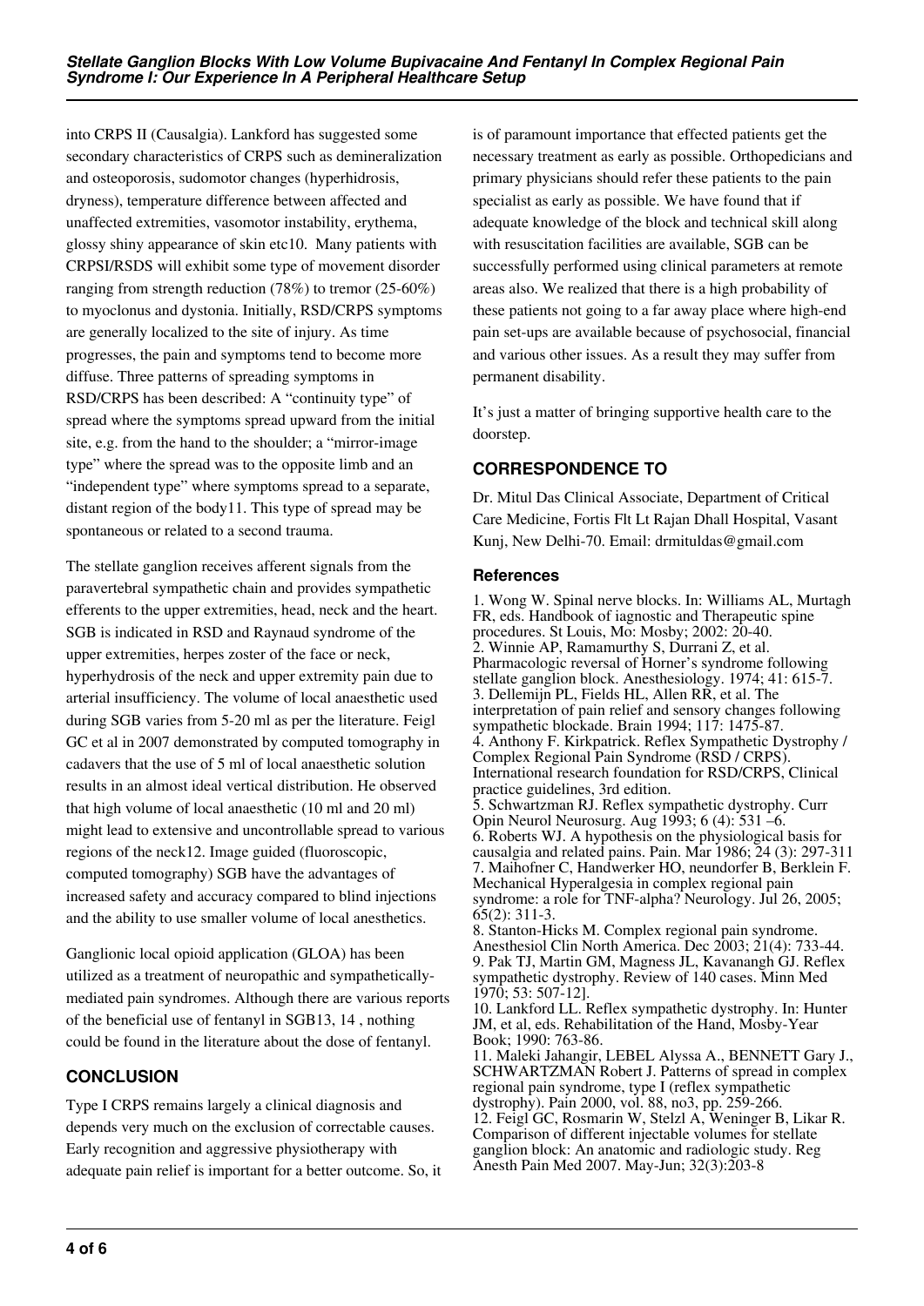into CRPS II (Causalgia). Lankford has suggested some secondary characteristics of CRPS such as demineralization and osteoporosis, sudomotor changes (hyperhidrosis, dryness), temperature difference between affected and unaffected extremities, vasomotor instability, erythema, glossy shiny appearance of skin etc[10]. Many patients with CRPSI/RSDS will exhibit some type of movement disorder ranging from strength reduction (78%) to tremor (25-60%) to myoclonus and dystonia. Initially, RSD/CRPS symptoms are generally localized to the site of injury. As time progresses, the pain and symptoms tend to become more diffuse. Three patterns of spreading symptoms in RSD/CRPS has been described: A "continuity type" of spread where the symptoms spread upward from the initial site, e.g. from the hand to the shoulder; a "mirror-image type" where the spread was to the opposite limb and an "independent type" where symptoms spread to a separate, distant region of the body[11]. This type of spread may be spontaneous or related to a second trauma.

The stellate ganglion receives afferent signals from the paravertebral sympathetic chain and provides sympathetic efferents to the upper extremities, head, neck and the heart. SGB is indicated in RSD and Raynaud syndrome of the upper extremities, herpes zoster of the face or neck, hyperhydrosis of the neck and upper extremity pain due to arterial insufficiency. The volume of local anaesthetic used during SGB varies from 5-20 ml as per the literature. Feigl GC et al in 2007 demonstrated by computed tomography in cadavers that the use of 5 ml of local anaesthetic solution results in an almost ideal vertical distribution. He observed that high volume of local anaesthetic (10 ml and 20 ml) might lead to extensive and uncontrollable spread to various regions of the neck[12]. Image guided (fluoroscopic, computed tomography) SGB have the advantages of increased safety and accuracy compared to blind injections and the ability to use smaller volume of local anesthetics.

Ganglionic local opioid application (GLOA) has been utilized as a treatment of neuropathic and sympathetically-mediated pain syndromes. Although there are various reports of the beneficial use of fentanyl in SGB[13, 14] , nothing could be found in the literature about the dose of fentanyl.

## CONCLUSION

Type I CRPS remains largely a clinical diagnosis and depends very much on the exclusion of correctable causes. Early recognition and aggressive physiotherapy with adequate pain relief is important for a better outcome. So, it is of paramount importance that effected patients get the necessary treatment as early as possible. Orthopedicians and primary physicians should refer these patients to the pain specialist as early as possible. We have found that if adequate knowledge of the block and technical skill along with resuscitation facilities are available, SGB can be successfully performed using clinical parameters at remote areas also. We realized that there is a high probability of these patients not going to a far away place where high-end pain set-ups are available because of psychosocial, financial and various other issues. As a result they may suffer from permanent disability.

It's just a matter of bringing supportive health care to the doorstep.

## CORRESPONDENCE TO

Dr. Mitul Das Clinical Associate, Department of Critical Care Medicine, Fortis Flt Lt Rajan Dhall Hospital, Vasant Kunj, New Delhi-70. Email: drmituldas@gmail.com

### References

1. Wong W. Spinal nerve blocks. In: Williams AL, Murtagh FR, eds. Handbook of iagnostic and Therapeutic spine procedures. St Louis, Mo: Mosby; 2002: 20-40.
2. Winnie AP, Ramamurthy S, Durrani Z, et al. Pharmacologic reversal of Horner's syndrome following stellate ganglion block. Anesthesiology. 1974; 41: 615-7.
3. Dellemijn PL, Fields HL, Allen RR, et al. The interpretation of pain relief and sensory changes following sympathetic blockade. Brain 1994; 117: 1475-87.
4. Anthony F. Kirkpatrick. Reflex Sympathetic Dystrophy / Complex Regional Pain Syndrome (RSD / CRPS). International research foundation for RSD/CRPS, Clinical practice guidelines, 3rd edition.
5. Schwartzman RJ. Reflex sympathetic dystrophy. Curr Opin Neurol Neurosurg. Aug 1993; 6 (4): 531 –6.
6. Roberts WJ. A hypothesis on the physiological basis for causalgia and related pains. Pain. Mar 1986; 24 (3): 297-311
7. Maihofner C, Handwerker HO, neundorfer B, Berklein F. Mechanical Hyperalgesia in complex regional pain syndrome: a role for TNF-alpha? Neurology. Jul 26, 2005; 65(2): 311-3.
8. Stanton-Hicks M. Complex regional pain syndrome. Anesthesiol Clin North America. Dec 2003; 21(4): 733-44.
9. Pak TJ, Martin GM, Magness JL, Kavanangh GJ. Reflex sympathetic dystrophy. Review of 140 cases. Minn Med 1970; 53: 507-12].
10. Lankford LL. Reflex sympathetic dystrophy. In: Hunter JM, et al, eds. Rehabilitation of the Hand, Mosby-Year Book; 1990: 763-86.
11. Maleki Jahangir, LEBEL Alyssa A., BENNETT Gary J., SCHWARTZMAN Robert J. Patterns of spread in complex regional pain syndrome, type I (reflex sympathetic dystrophy). Pain 2000, vol. 88, no3, pp. 259-266.
12. Feigl GC, Rosmarin W, Stelzl A, Weninger B, Likar R. Comparison of different injectable volumes for stellate ganglion block: An anatomic and radiologic study. Reg Anesth Pain Med 2007. May-Jun; 32(3):203-8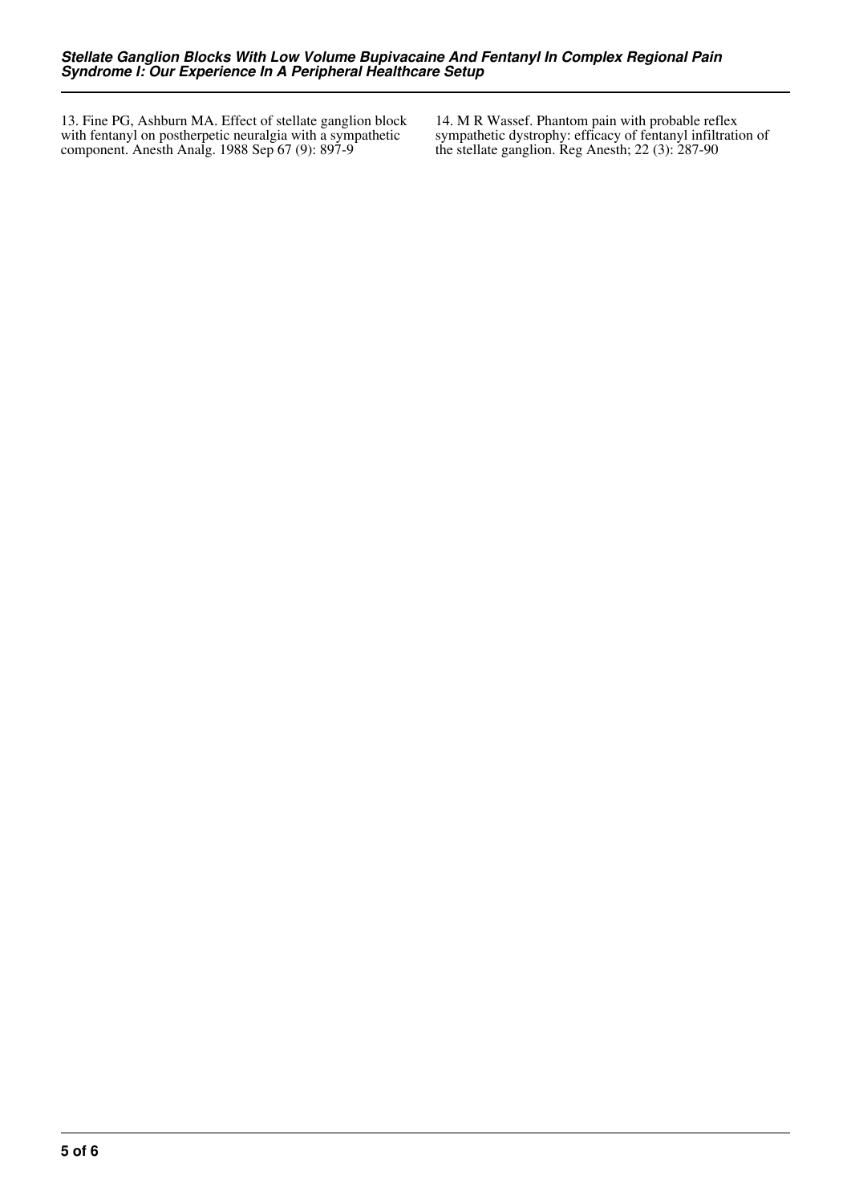13. Fine PG, Ashburn MA. Effect of stellate ganglion block with fentanyl on postherpetic neuralgia with a sympathetic component. Anesth Analg. 1988 Sep 67 (9): 897-9

14. M R Wassef. Phantom pain with probable reflex sympathetic dystrophy: efficacy of fentanyl infiltration of the stellate ganglion. Reg Anesth; 22 (3): 287-90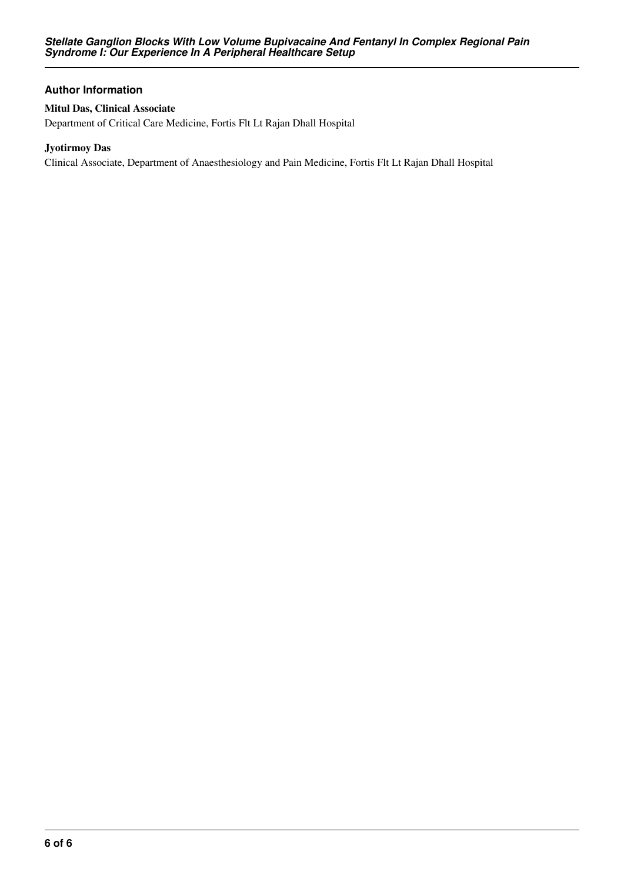## Author Information

**Mitul Das, Clinical Associate**

Department of Critical Care Medicine, Fortis Flt Lt Rajan Dhall Hospital

**Jyotirmoy Das**

Clinical Associate, Department of Anaesthesiology and Pain Medicine, Fortis Flt Lt Rajan Dhall Hospital